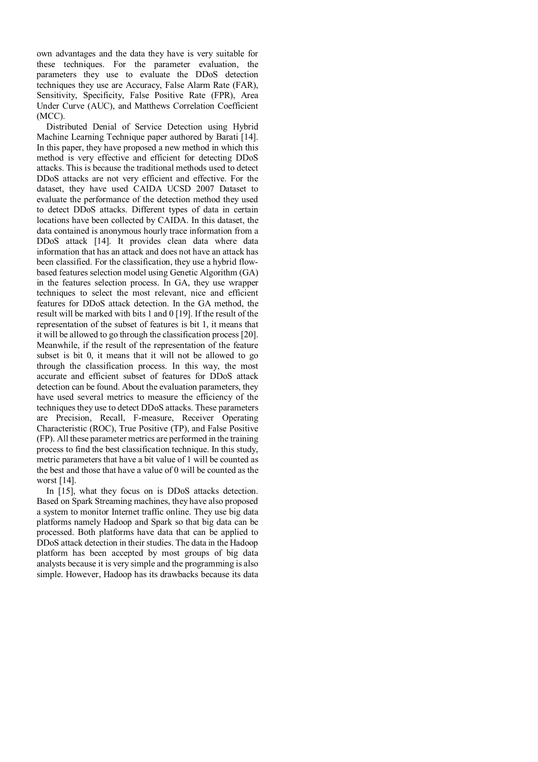own advantages and the data they have is very suitable for these techniques. For the parameter evaluation, the parameters they use to evaluate the DDoS detection techniques they use are Accuracy, False Alarm Rate (FAR), Sensitivity, Specificity, False Positive Rate (FPR), Area Under Curve (AUC), and Matthews Correlation Coefficient (MCC).

Distributed Denial of Service Detection using Hybrid Machine Learning Technique paper authored by Barati [14]. In this paper, they have proposed a new method in which this method is very effective and efficient for detecting DDoS attacks. This is because the traditional methods used to detect DDoS attacks are not very efficient and effective. For the dataset, they have used CAIDA UCSD 2007 Dataset to evaluate the performance of the detection method they used to detect DDoS attacks. Different types of data in certain locations have been collected by CAIDA. In this dataset, the data contained is anonymous hourly trace information from a DDoS attack [14]. It provides clean data where data information that has an attack and does not have an attack has been classified. For the classification, they use a hybrid flow-based features selection model using Genetic Algorithm (GA) in the features selection process. In GA, they use wrapper techniques to select the most relevant, nice and efficient features for DDoS attack detection. In the GA method, the result will be marked with bits 1 and 0 [19]. If the result of the representation of the subset of features is bit 1, it means that it will be allowed to go through the classification process [20]. Meanwhile, if the result of the representation of the feature subset is bit 0, it means that it will not be allowed to go through the classification process. In this way, the most accurate and efficient subset of features for DDoS attack detection can be found. About the evaluation parameters, they have used several metrics to measure the efficiency of the techniques they use to detect DDoS attacks. These parameters are Precision, Recall, F-measure, Receiver Operating Characteristic (ROC), True Positive (TP), and False Positive (FP). All these parameter metrics are performed in the training process to find the best classification technique. In this study, metric parameters that have a bit value of 1 will be counted as the best and those that have a value of 0 will be counted as the worst [14].

In [15], what they focus on is DDoS attacks detection. Based on Spark Streaming machines, they have also proposed a system to monitor Internet traffic online. They use big data platforms namely Hadoop and Spark so that big data can be processed. Both platforms have data that can be applied to DDoS attack detection in their studies. The data in the Hadoop platform has been accepted by most groups of big data analysts because it is very simple and the programming is also simple. However, Hadoop has its drawbacks because its data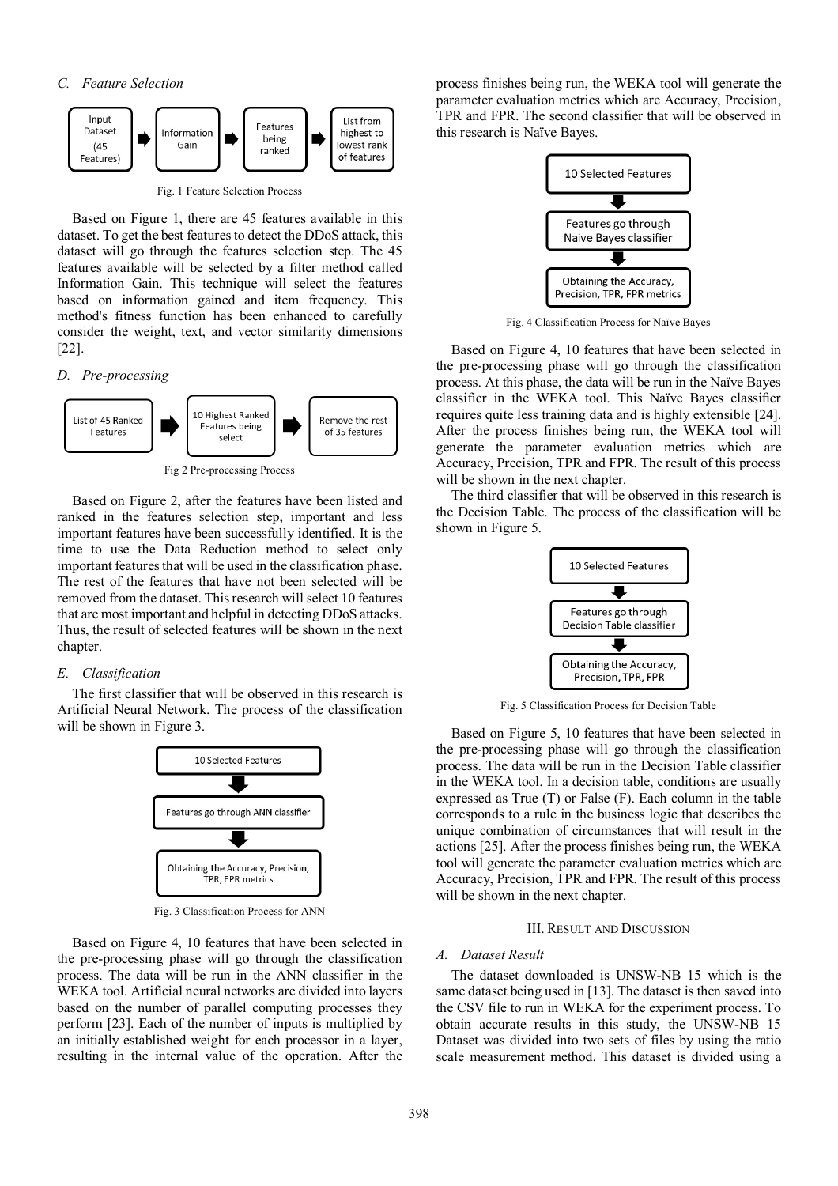### C. Feature Selection

Fig. 1 Feature Selection Process

Based on Figure 1, there are 45 features available in this dataset. To get the best features to detect the DDoS attack, this dataset will go through the features selection step. The 45 features available will be selected by a filter method called Information Gain. This technique will select the features based on information gained and item frequency. This method's fitness function has been enhanced to carefully consider the weight, text, and vector similarity dimensions [22].

### D. Pre-processing

Fig 2 Pre-processing Process

Based on Figure 2, after the features have been listed and ranked in the features selection step, important and less important features have been successfully identified. It is the time to use the Data Reduction method to select only important features that will be used in the classification phase. The rest of the features that have not been selected will be removed from the dataset. This research will select 10 features that are most important and helpful in detecting DDoS attacks. Thus, the result of selected features will be shown in the next chapter.

### E. Classification

The first classifier that will be observed in this research is Artificial Neural Network. The process of the classification will be shown in Figure 3.

Fig. 3 Classification Process for ANN

Based on Figure 4, 10 features that have been selected in the pre-processing phase will go through the classification process. The data will be run in the ANN classifier in the WEKA tool. Artificial neural networks are divided into layers based on the number of parallel computing processes they perform [23]. Each of the number of inputs is multiplied by an initially established weight for each processor in a layer, resulting in the internal value of the operation. After the process finishes being run, the WEKA tool will generate the parameter evaluation metrics which are Accuracy, Precision, TPR and FPR. The second classifier that will be observed in this research is Naïve Bayes.

Fig. 4 Classification Process for Naïve Bayes

Based on Figure 4, 10 features that have been selected in the pre-processing phase will go through the classification process. At this phase, the data will be run in the Naïve Bayes classifier in the WEKA tool. This Naïve Bayes classifier requires quite less training data and is highly extensible [24]. After the process finishes being run, the WEKA tool will generate the parameter evaluation metrics which are Accuracy, Precision, TPR and FPR. The result of this process will be shown in the next chapter.

The third classifier that will be observed in this research is the Decision Table. The process of the classification will be shown in Figure 5.

Fig. 5 Classification Process for Decision Table

Based on Figure 5, 10 features that have been selected in the pre-processing phase will go through the classification process. The data will be run in the Decision Table classifier in the WEKA tool. In a decision table, conditions are usually expressed as True (T) or False (F). Each column in the table corresponds to a rule in the business logic that describes the unique combination of circumstances that will result in the actions [25]. After the process finishes being run, the WEKA tool will generate the parameter evaluation metrics which are Accuracy, Precision, TPR and FPR. The result of this process will be shown in the next chapter.

## III. Result and Discussion

### A. Dataset Result

The dataset downloaded is UNSW-NB 15 which is the same dataset being used in [13]. The dataset is then saved into the CSV file to run in WEKA for the experiment process. To obtain accurate results in this study, the UNSW-NB 15 Dataset was divided into two sets of files by using the ratio scale measurement method. This dataset is divided using a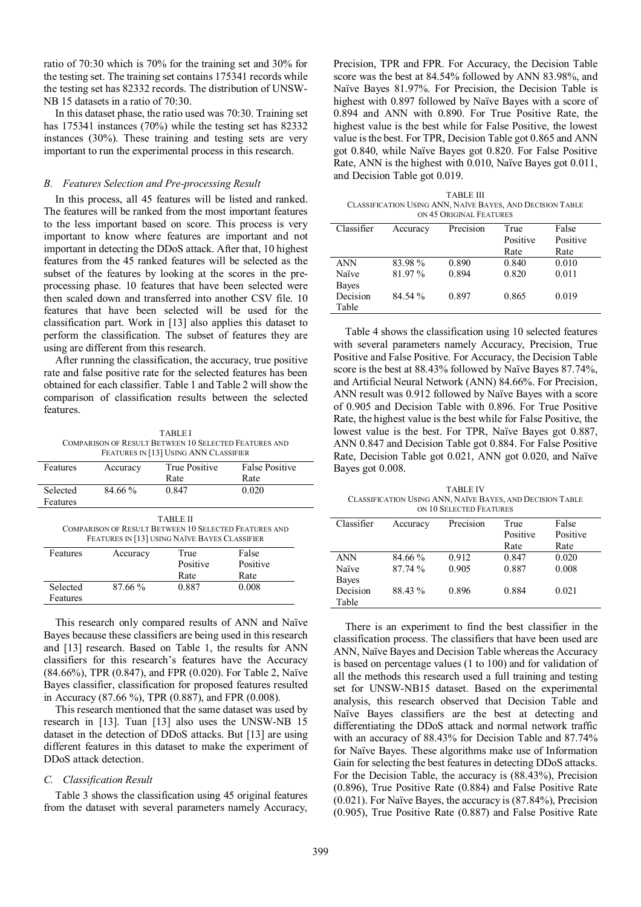ratio of 70:30 which is 70% for the training set and 30% for the testing set. The training set contains 175341 records while the testing set has 82332 records. The distribution of UNSW-NB 15 datasets in a ratio of 70:30.

In this dataset phase, the ratio used was 70:30. Training set has 175341 instances (70%) while the testing set has 82332 instances (30%). These training and testing sets are very important to run the experimental process in this research.

### *B. Features Selection and Pre-processing Result*

In this process, all 45 features will be listed and ranked. The features will be ranked from the most important features to the less important based on score. This process is very important to know where features are important and not important in detecting the DDoS attack. After that, 10 highest features from the 45 ranked features will be selected as the subset of the features by looking at the scores in the pre-processing phase. 10 features that have been selected were then scaled down and transferred into another CSV file. 10 features that have been selected will be used for the classification part. Work in [13] also applies this dataset to perform the classification. The subset of features they are using are different from this research.

After running the classification, the accuracy, true positive rate and false positive rate for the selected features has been obtained for each classifier. Table 1 and Table 2 will show the comparison of classification results between the selected features.

TABLE I
COMPARISON OF RESULT BETWEEN 10 SELECTED FEATURES AND FEATURES IN [13] USING ANN CLASSIFIER

| Features | Accuracy | True Positive Rate | False Positive Rate |
|---|---|---|---|
| Selected Features | 84.66 % | 0.847 | 0.020 |

TABLE II
COMPARISON OF RESULT BETWEEN 10 SELECTED FEATURES AND FEATURES IN [13] USING NAÏVE BAYES CLASSIFIER

| Features | Accuracy | True Positive Rate | False Positive Rate |
|---|---|---|---|
| Selected Features | 87.66 % | 0.887 | 0.008 |

This research only compared results of ANN and Naïve Bayes because these classifiers are being used in this research and [13] research. Based on Table 1, the results for ANN classifiers for this research's features have the Accuracy (84.66%), TPR (0.847), and FPR (0.020). For Table 2, Naïve Bayes classifier, classification for proposed features resulted in Accuracy (87.66 %), TPR (0.887), and FPR (0.008).

This research mentioned that the same dataset was used by research in [13]. Tuan [13] also uses the UNSW-NB 15 dataset in the detection of DDoS attacks. But [13] are using different features in this dataset to make the experiment of DDoS attack detection.

### *C. Classification Result*

Table 3 shows the classification using 45 original features from the dataset with several parameters namely Accuracy, Precision, TPR and FPR. For Accuracy, the Decision Table score was the best at 84.54% followed by ANN 83.98%, and Naïve Bayes 81.97%. For Precision, the Decision Table is highest with 0.897 followed by Naïve Bayes with a score of 0.894 and ANN with 0.890. For True Positive Rate, the highest value is the best while for False Positive, the lowest value is the best. For TPR, Decision Table got 0.865 and ANN got 0.840, while Naïve Bayes got 0.820. For False Positive Rate, ANN is the highest with 0.010, Naïve Bayes got 0.011, and Decision Table got 0.019.

TABLE III
CLASSIFICATION USING ANN, NAÏVE BAYES, AND DECISION TABLE ON 45 ORIGINAL FEATURES

| Classifier | Accuracy | Precision | True Positive Rate | False Positive Rate |
|---|---|---|---|---|
| ANN | 83.98 % | 0.890 | 0.840 | 0.010 |
| Naïve Bayes | 81.97 % | 0.894 | 0.820 | 0.011 |
| Decision Table | 84.54 % | 0.897 | 0.865 | 0.019 |

Table 4 shows the classification using 10 selected features with several parameters namely Accuracy, Precision, True Positive and False Positive. For Accuracy, the Decision Table score is the best at 88.43% followed by Naïve Bayes 87.74%, and Artificial Neural Network (ANN) 84.66%. For Precision, ANN result was 0.912 followed by Naïve Bayes with a score of 0.905 and Decision Table with 0.896. For True Positive Rate, the highest value is the best while for False Positive, the lowest value is the best. For TPR, Naïve Bayes got 0.887, ANN 0.847 and Decision Table got 0.884. For False Positive Rate, Decision Table got 0.021, ANN got 0.020, and Naïve Bayes got 0.008.

TABLE IV
CLASSIFICATION USING ANN, NAÏVE BAYES, AND DECISION TABLE ON 10 SELECTED FEATURES

| Classifier | Accuracy | Precision | True Positive Rate | False Positive Rate |
|---|---|---|---|---|
| ANN | 84.66 % | 0.912 | 0.847 | 0.020 |
| Naïve Bayes | 87.74 % | 0.905 | 0.887 | 0.008 |
| Decision Table | 88.43 % | 0.896 | 0.884 | 0.021 |

There is an experiment to find the best classifier in the classification process. The classifiers that have been used are ANN, Naïve Bayes and Decision Table whereas the Accuracy is based on percentage values (1 to 100) and for validation of all the methods this research used a full training and testing set for UNSW-NB15 dataset. Based on the experimental analysis, this research observed that Decision Table and Naïve Bayes classifiers are the best at detecting and differentiating the DDoS attack and normal network traffic with an accuracy of 88.43% for Decision Table and 87.74% for Naïve Bayes. These algorithms make use of Information Gain for selecting the best features in detecting DDoS attacks. For the Decision Table, the accuracy is (88.43%), Precision (0.896), True Positive Rate (0.884) and False Positive Rate (0.021). For Naïve Bayes, the accuracy is (87.84%), Precision (0.905), True Positive Rate (0.887) and False Positive Rate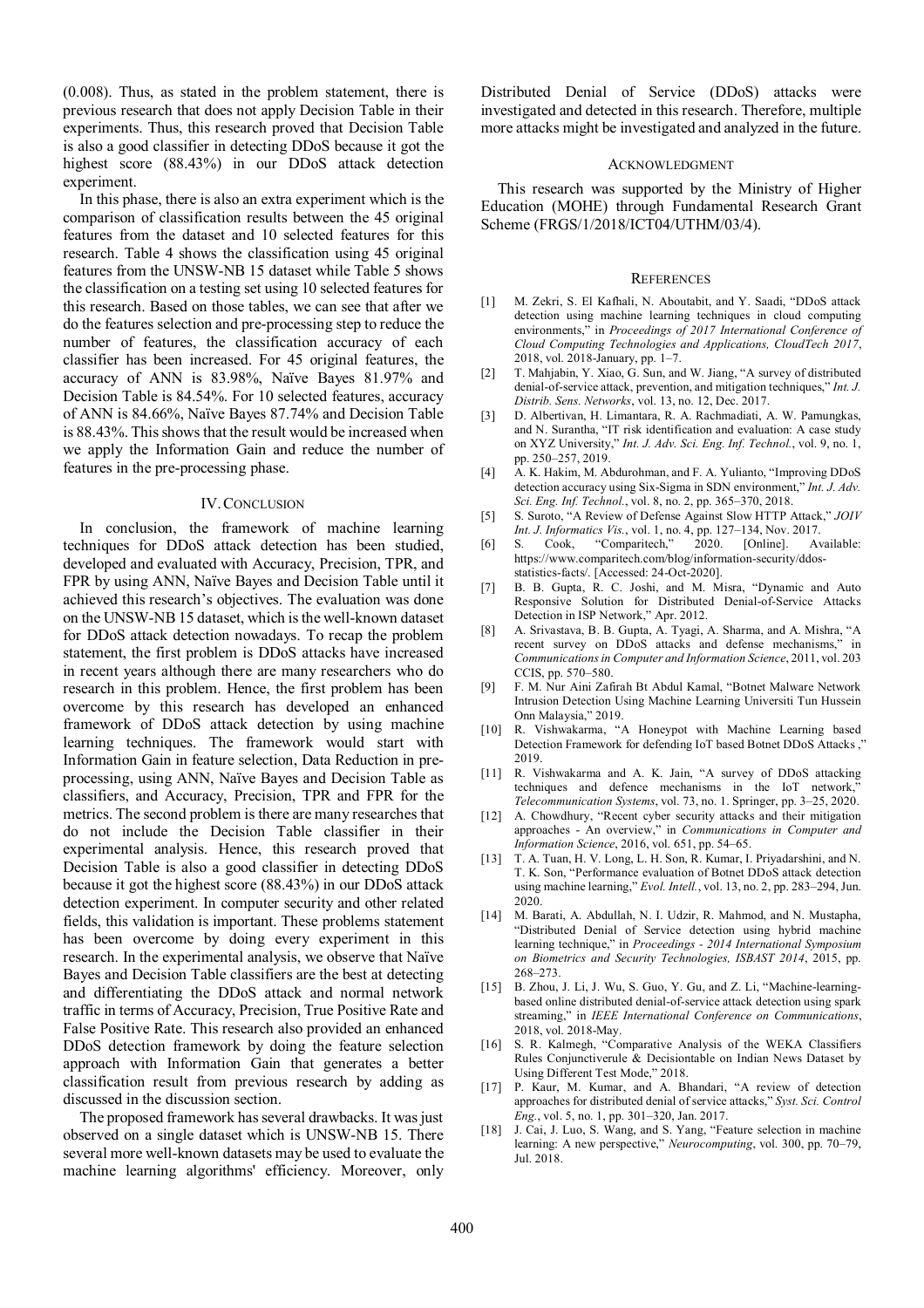(0.008). Thus, as stated in the problem statement, there is previous research that does not apply Decision Table in their experiments. Thus, this research proved that Decision Table is also a good classifier in detecting DDoS because it got the highest score (88.43%) in our DDoS attack detection experiment.

In this phase, there is also an extra experiment which is the comparison of classification results between the 45 original features from the dataset and 10 selected features for this research. Table 4 shows the classification using 45 original features from the UNSW-NB 15 dataset while Table 5 shows the classification on a testing set using 10 selected features for this research. Based on those tables, we can see that after we do the features selection and pre-processing step to reduce the number of features, the classification accuracy of each classifier has been increased. For 45 original features, the accuracy of ANN is 83.98%, Naïve Bayes 81.97% and Decision Table is 84.54%. For 10 selected features, accuracy of ANN is 84.66%, Naïve Bayes 87.74% and Decision Table is 88.43%. This shows that the result would be increased when we apply the Information Gain and reduce the number of features in the pre-processing phase.

## IV. Conclusion

In conclusion, the framework of machine learning techniques for DDoS attack detection has been studied, developed and evaluated with Accuracy, Precision, TPR, and FPR by using ANN, Naïve Bayes and Decision Table until it achieved this research's objectives. The evaluation was done on the UNSW-NB 15 dataset, which is the well-known dataset for DDoS attack detection nowadays. To recap the problem statement, the first problem is DDoS attacks have increased in recent years although there are many researchers who do research in this problem. Hence, the first problem has been overcome by this research has developed an enhanced framework of DDoS attack detection by using machine learning techniques. The framework would start with Information Gain in feature selection, Data Reduction in pre-processing, using ANN, Naïve Bayes and Decision Table as classifiers, and Accuracy, Precision, TPR and FPR for the metrics. The second problem is there are many researches that do not include the Decision Table classifier in their experimental analysis. Hence, this research proved that Decision Table is also a good classifier in detecting DDoS because it got the highest score (88.43%) in our DDoS attack detection experiment. In computer security and other related fields, this validation is important. These problems statement has been overcome by doing every experiment in this research. In the experimental analysis, we observe that Naïve Bayes and Decision Table classifiers are the best at detecting and differentiating the DDoS attack and normal network traffic in terms of Accuracy, Precision, True Positive Rate and False Positive Rate. This research also provided an enhanced DDoS detection framework by doing the feature selection approach with Information Gain that generates a better classification result from previous research by adding as discussed in the discussion section.

The proposed framework has several drawbacks. It was just observed on a single dataset which is UNSW-NB 15. There several more well-known datasets may be used to evaluate the machine learning algorithms' efficiency. Moreover, only Distributed Denial of Service (DDoS) attacks were investigated and detected in this research. Therefore, multiple more attacks might be investigated and analyzed in the future.

## Acknowledgment

This research was supported by the Ministry of Higher Education (MOHE) through Fundamental Research Grant Scheme (FRGS/1/2018/ICT04/UTHM/03/4).

## References

[1] M. Zekri, S. El Kafhali, N. Aboutabit, and Y. Saadi, "DDoS attack detection using machine learning techniques in cloud computing environments," in *Proceedings of 2017 International Conference of Cloud Computing Technologies and Applications, CloudTech 2017*, 2018, vol. 2018-January, pp. 1–7.

[2] T. Mahjabin, Y. Xiao, G. Sun, and W. Jiang, "A survey of distributed denial-of-service attack, prevention, and mitigation techniques," *Int. J. Distrib. Sens. Networks*, vol. 13, no. 12, Dec. 2017.

[3] D. Albertivan, H. Limantara, R. A. Rachmadiati, A. W. Pamungkas, and N. Surantha, "IT risk identification and evaluation: A case study on XYZ University," *Int. J. Adv. Sci. Eng. Inf. Technol.*, vol. 9, no. 1, pp. 250–257, 2019.

[4] A. K. Hakim, M. Abdurohman, and F. A. Yulianto, "Improving DDoS detection accuracy using Six-Sigma in SDN environment," *Int. J. Adv. Sci. Eng. Inf. Technol.*, vol. 8, no. 2, pp. 365–370, 2018.

[5] S. Suroto, "A Review of Defense Against Slow HTTP Attack," *JOIV Int. J. Informatics Vis.*, vol. 1, no. 4, pp. 127–134, Nov. 2017.

[6] S. Cook, "Comparitech," 2020. [Online]. Available: https://www.comparitech.com/blog/information-security/ddos-statistics-facts/. [Accessed: 24-Oct-2020].

[7] B. B. Gupta, R. C. Joshi, and M. Misra, "Dynamic and Auto Responsive Solution for Distributed Denial-of-Service Attacks Detection in ISP Network," Apr. 2012.

[8] A. Srivastava, B. B. Gupta, A. Tyagi, A. Sharma, and A. Mishra, "A recent survey on DDoS attacks and defense mechanisms," in *Communications in Computer and Information Science*, 2011, vol. 203 CCIS, pp. 570–580.

[9] F. M. Nur Aini Zafirah Bt Abdul Kamal, "Botnet Malware Network Intrusion Detection Using Machine Learning Universiti Tun Hussein Onn Malaysia," 2019.

[10] R. Vishwakarma, "A Honeypot with Machine Learning based Detection Framework for defending IoT based Botnet DDoS Attacks ," 2019.

[11] R. Vishwakarma and A. K. Jain, "A survey of DDoS attacking techniques and defence mechanisms in the IoT network," *Telecommunication Systems*, vol. 73, no. 1. Springer, pp. 3–25, 2020.

[12] A. Chowdhury, "Recent cyber security attacks and their mitigation approaches - An overview," in *Communications in Computer and Information Science*, 2016, vol. 651, pp. 54–65.

[13] T. A. Tuan, H. V. Long, L. H. Son, R. Kumar, I. Priyadarshini, and N. T. K. Son, "Performance evaluation of Botnet DDoS attack detection using machine learning," *Evol. Intell.*, vol. 13, no. 2, pp. 283–294, Jun. 2020.

[14] M. Barati, A. Abdullah, N. I. Udzir, R. Mahmod, and N. Mustapha, "Distributed Denial of Service detection using hybrid machine learning technique," in *Proceedings - 2014 International Symposium on Biometrics and Security Technologies, ISBAST 2014*, 2015, pp. 268–273.

[15] B. Zhou, J. Li, J. Wu, S. Guo, Y. Gu, and Z. Li, "Machine-learning-based online distributed denial-of-service attack detection using spark streaming," in *IEEE International Conference on Communications*, 2018, vol. 2018-May.

[16] S. R. Kalmegh, "Comparative Analysis of the WEKA Classifiers Rules Conjunctiverule & Decisiontable on Indian News Dataset by Using Different Test Mode," 2018.

[17] P. Kaur, M. Kumar, and A. Bhandari, "A review of detection approaches for distributed denial of service attacks," *Syst. Sci. Control Eng.*, vol. 5, no. 1, pp. 301–320, Jan. 2017.

[18] J. Cai, J. Luo, S. Wang, and S. Yang, "Feature selection in machine learning: A new perspective," *Neurocomputing*, vol. 300, pp. 70–79, Jul. 2018.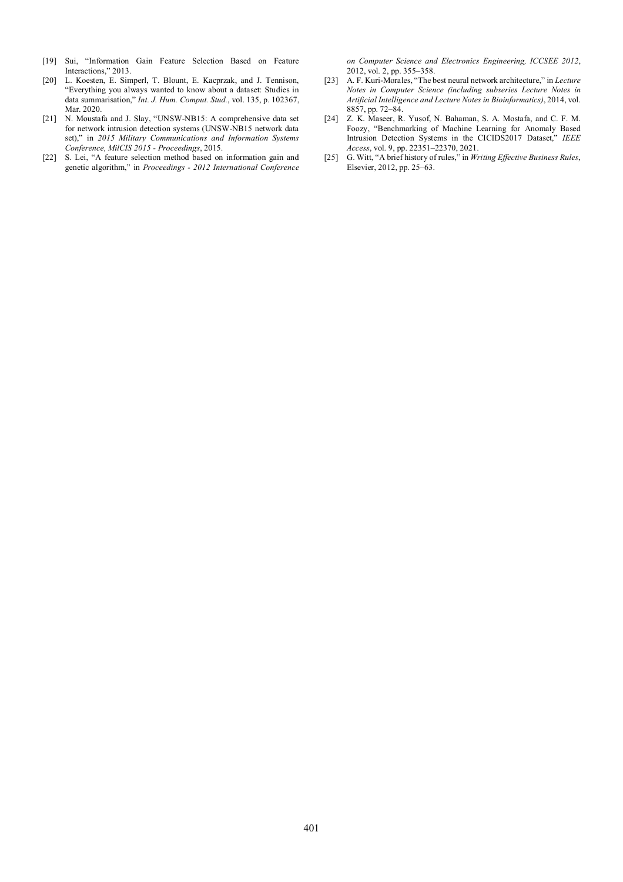[19] Sui, "Information Gain Feature Selection Based on Feature Interactions," 2013.

[20] L. Koesten, E. Simperl, T. Blount, E. Kacprzak, and J. Tennison, "Everything you always wanted to know about a dataset: Studies in data summarisation," *Int. J. Hum. Comput. Stud.*, vol. 135, p. 102367, Mar. 2020.

[21] N. Moustafa and J. Slay, "UNSW-NB15: A comprehensive data set for network intrusion detection systems (UNSW-NB15 network data set)," in *2015 Military Communications and Information Systems Conference, MilCIS 2015 - Proceedings*, 2015.

[22] S. Lei, "A feature selection method based on information gain and genetic algorithm," in *Proceedings - 2012 International Conference on Computer Science and Electronics Engineering, ICCSEE 2012*, 2012, vol. 2, pp. 355–358.

[23] A. F. Kuri-Morales, "The best neural network architecture," in *Lecture Notes in Computer Science (including subseries Lecture Notes in Artificial Intelligence and Lecture Notes in Bioinformatics)*, 2014, vol. 8857, pp. 72–84.

[24] Z. K. Maseer, R. Yusof, N. Bahaman, S. A. Mostafa, and C. F. M. Foozy, "Benchmarking of Machine Learning for Anomaly Based Intrusion Detection Systems in the CICIDS2017 Dataset," *IEEE Access*, vol. 9, pp. 22351–22370, 2021.

[25] G. Witt, "A brief history of rules," in *Writing Effective Business Rules*, Elsevier, 2012, pp. 25–63.